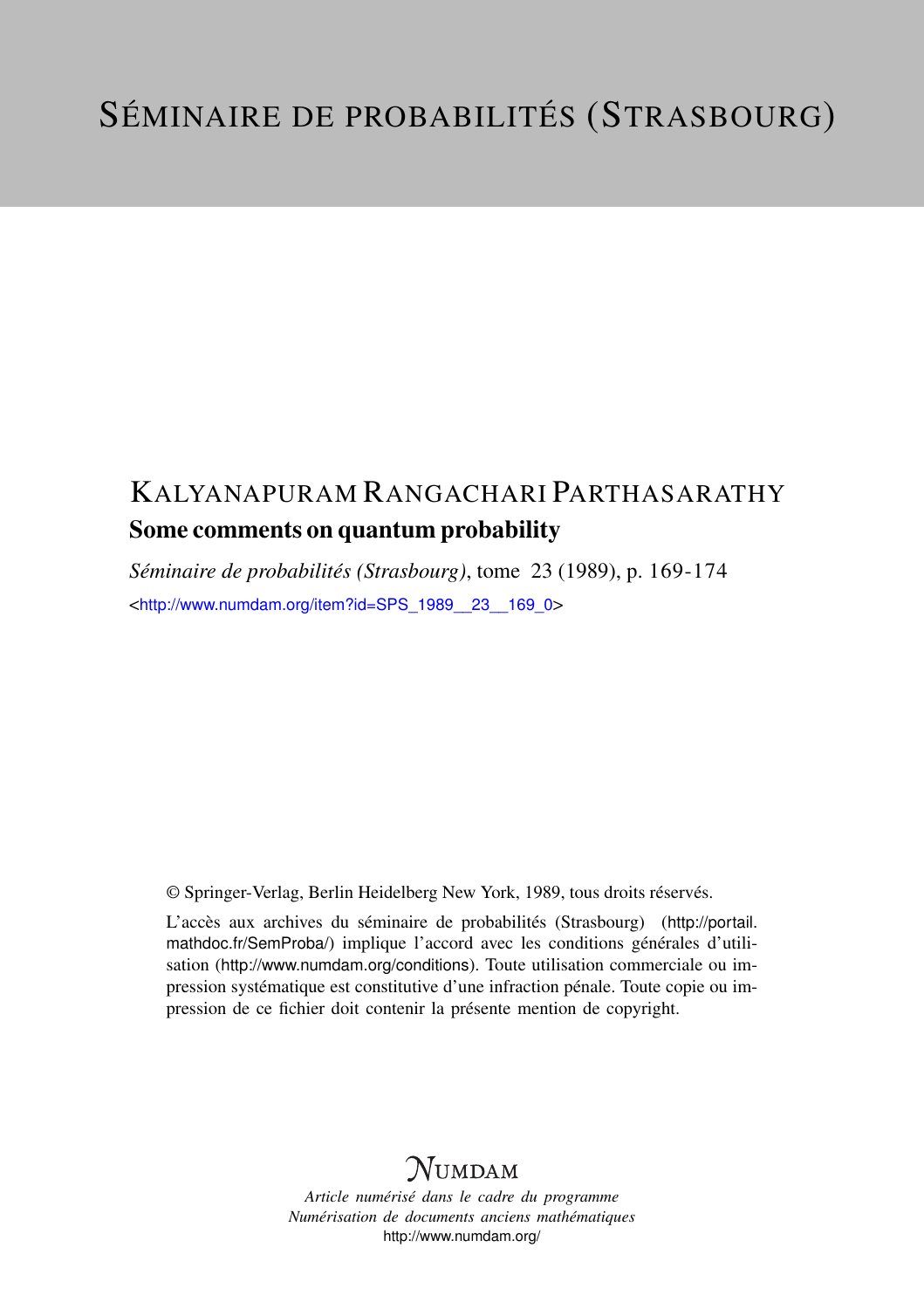# SÉMINAIRE DE PROBABILITÉS (STRASBOURG)

## KALYANAPURAM RANGACHARI PARTHASARATHY

### Some comments on quantum probability

*Séminaire de probabilités (Strasbourg)*, tome 23 (1989), p. 169-174

<http://www.numdam.org/item?id=SPS_1989__23__169_0>

© Springer-Verlag, Berlin Heidelberg New York, 1989, tous droits réservés.

L'accès aux archives du séminaire de probabilités (Strasbourg) (http://portail.mathdoc.fr/SemProba/) implique l'accord avec les conditions générales d'utilisation (http://www.numdam.org/conditions). Toute utilisation commerciale ou impression systématique est constitutive d'une infraction pénale. Toute copie ou impression de ce fichier doit contenir la présente mention de copyright.

NUMDAM

*Article numérisé dans le cadre du programme*
*Numérisation de documents anciens mathématiques*
http://www.numdam.org/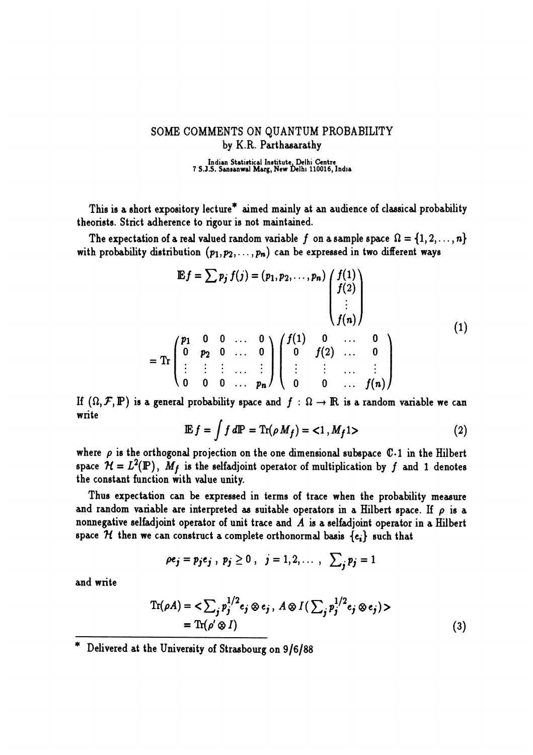# SOME COMMENTS ON QUANTUM PROBABILITY

by K.R. Parthasarathy

Indian Statistical Institute, Delhi Centre
7 S.J.S. Sansanwal Marg, New Delhi 110016, India

This is a short expository lecture* aimed mainly at an audience of classical probability theorists. Strict adherence to rigour is not maintained.

The expectation of a real valued random variable $f$ on a sample space $\Omega = \{1, 2, \ldots, n\}$ with probability distribution $(p_1, p_2, \ldots, p_n)$ can be expressed in two different ways

$$
\begin{aligned}
\mathbb{E} f = \sum p_j f(j) &= (p_1, p_2, \ldots, p_n) \begin{pmatrix} f(1) \\ f(2) \\ \vdots \\ f(n) \end{pmatrix} \\
&= \mathrm{Tr} \begin{pmatrix} p_1 & 0 & 0 & \ldots & 0 \\ 0 & p_2 & 0 & \ldots & 0 \\ \vdots & \vdots & \vdots & \ldots & \vdots \\ 0 & 0 & 0 & \ldots & p_n \end{pmatrix} \begin{pmatrix} f(1) & 0 & \ldots & 0 \\ 0 & f(2) & \ldots & 0 \\ \vdots & \vdots & \ldots & \vdots \\ 0 & 0 & \ldots & f(n) \end{pmatrix}
\end{aligned}
\tag{1}
$$

If $(\Omega, \mathcal{F}, \mathbb{P})$ is a general probability space and $f : \Omega \to \mathbb{R}$ is a random variable we can write

$$
\mathbb{E} f = \int f \, d\mathbb{P} = \mathrm{Tr}(\rho M_f) = \langle 1, M_f 1 \rangle \tag{2}
$$

where $\rho$ is the orthogonal projection on the one dimensional subspace $\mathbb{C} \cdot 1$ in the Hilbert space $\mathcal{H} = L^2(\mathbb{P})$, $M_f$ is the selfadjoint operator of multiplication by $f$ and 1 denotes the constant function with value unity.

Thus expectation can be expressed in terms of trace when the probability measure and random variable are interpreted as suitable operators in a Hilbert space. If $\rho$ is a nonnegative selfadjoint operator of unit trace and $A$ is a selfadjoint operator in a Hilbert space $\mathcal{H}$ then we can construct a complete orthonormal basis $\{e_i\}$ such that

$$
\rho e_j = p_j e_j, \; p_j \geq 0, \; j = 1, 2, \ldots, \; \sum_j p_j = 1
$$

and write

$$
\begin{aligned}
\mathrm{Tr}(\rho A) &= \left\langle \sum_j p_j^{1/2} e_j \otimes e_j, \, A \otimes I \left(\sum_j p_j^{1/2} e_j \otimes e_j\right) \right\rangle \\
&= \mathrm{Tr}(\rho' \otimes I)
\end{aligned}
\tag{3}
$$

---

* Delivered at the University of Strasbourg on 9/6/88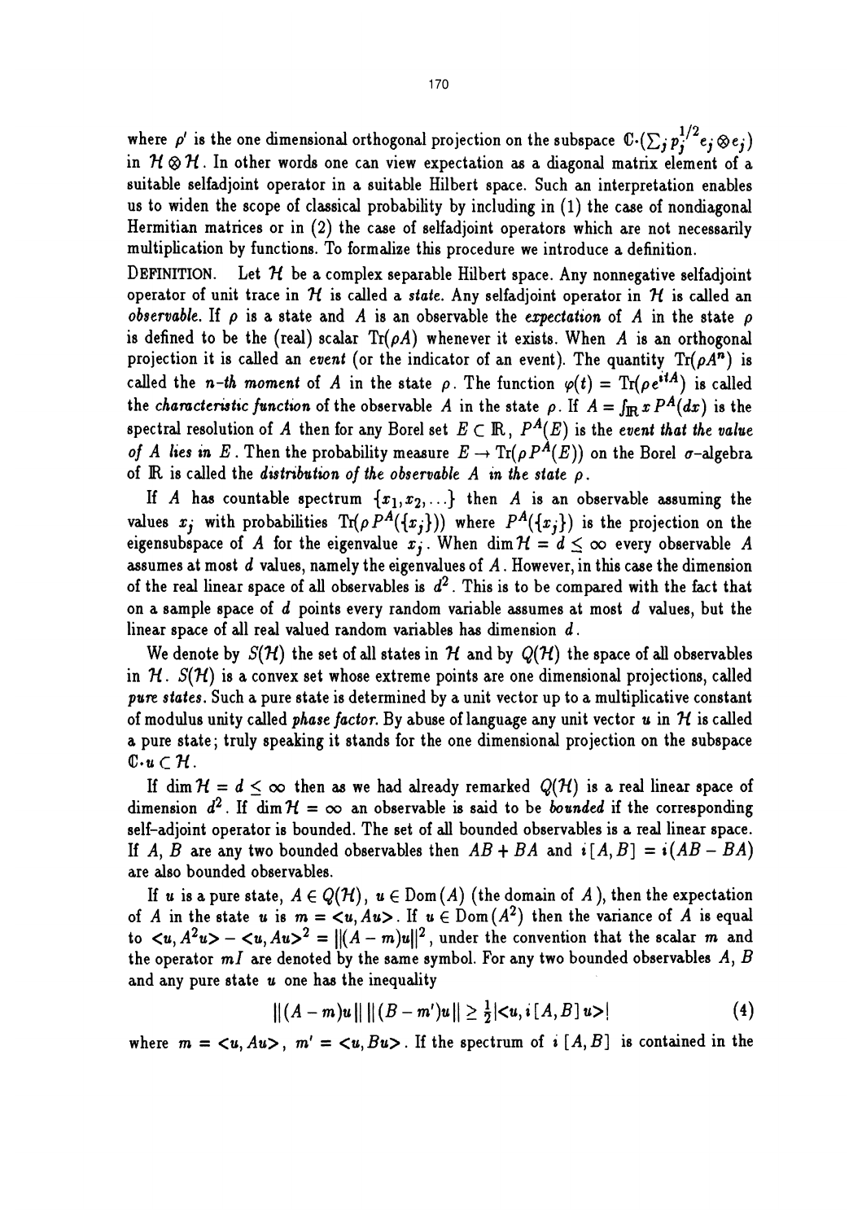where $\rho'$ is the one dimensional orthogonal projection on the subspace $\mathbb{C}\cdot(\sum_j p_j^{1/2} e_j \otimes e_j)$ in $\mathcal{H} \otimes \mathcal{H}$. In other words one can view expectation as a diagonal matrix element of a suitable selfadjoint operator in a suitable Hilbert space. Such an interpretation enables us to widen the scope of classical probability by including in (1) the case of nondiagonal Hermitian matrices or in (2) the case of selfadjoint operators which are not necessarily multiplication by functions. To formalize this procedure we introduce a definition.

DEFINITION. Let $\mathcal{H}$ be a complex separable Hilbert space. Any nonnegative selfadjoint operator of unit trace in $\mathcal{H}$ is called a *state*. Any selfadjoint operator in $\mathcal{H}$ is called an *observable*. If $\rho$ is a state and $A$ is an observable the *expectation* of $A$ in the state $\rho$ is defined to be the (real) scalar $\mathrm{Tr}(\rho A)$ whenever it exists. When $A$ is an orthogonal projection it is called an *event* (or the indicator of an event). The quantity $\mathrm{Tr}(\rho A^n)$ is called the *n-th moment* of $A$ in the state $\rho$. The function $\varphi(t) = \mathrm{Tr}(\rho e^{itA})$ is called the *characteristic function* of the observable $A$ in the state $\rho$. If $A = \int_{\mathbb{R}} x\, P^A(dx)$ is the spectral resolution of $A$ then for any Borel set $E \subset \mathbb{R}$, $P^A(E)$ is the *event that the value of $A$ lies in $E$*. Then the probability measure $E \to \mathrm{Tr}(\rho P^A(E))$ on the Borel $\sigma$-algebra of $\mathbb{R}$ is called the *distribution of the observable $A$ in the state $\rho$*.

If $A$ has countable spectrum $\{x_1, x_2, \ldots\}$ then $A$ is an observable assuming the values $x_j$ with probabilities $\mathrm{Tr}(\rho P^A(\{x_j\}))$ where $P^A(\{x_j\})$ is the projection on the eigensubspace of $A$ for the eigenvalue $x_j$. When $\dim \mathcal{H} = d \leq \infty$ every observable $A$ assumes at most $d$ values, namely the eigenvalues of $A$. However, in this case the dimension of the real linear space of all observables is $d^2$. This is to be compared with the fact that on a sample space of $d$ points every random variable assumes at most $d$ values, but the linear space of all real valued random variables has dimension $d$.

We denote by $S(\mathcal{H})$ the set of all states in $\mathcal{H}$ and by $Q(\mathcal{H})$ the space of all observables in $\mathcal{H}$. $S(\mathcal{H})$ is a convex set whose extreme points are one dimensional projections, called *pure states*. Such a pure state is determined by a unit vector up to a multiplicative constant of modulus unity called *phase factor*. By abuse of language any unit vector $u$ in $\mathcal{H}$ is called a pure state; truly speaking it stands for the one dimensional projection on the subspace $\mathbb{C}\cdot u \subset \mathcal{H}$.

If $\dim \mathcal{H} = d \leq \infty$ then as we had already remarked $Q(\mathcal{H})$ is a real linear space of dimension $d^2$. If $\dim \mathcal{H} = \infty$ an observable is said to be *bounded* if the corresponding self-adjoint operator is bounded. The set of all bounded observables is a real linear space. If $A$, $B$ are any two bounded observables then $AB + BA$ and $i[A, B] = i(AB - BA)$ are also bounded observables.

If $u$ is a pure state, $A \in Q(\mathcal{H})$, $u \in \mathrm{Dom}(A)$ (the domain of $A$), then the expectation of $A$ in the state $u$ is $m = \langle u, Au \rangle$. If $u \in \mathrm{Dom}(A^2)$ then the variance of $A$ is equal to $\langle u, A^2 u\rangle - \langle u, Au\rangle^2 = \|(A - m)u\|^2$, under the convention that the scalar $m$ and the operator $mI$ are denoted by the same symbol. For any two bounded observables $A$, $B$ and any pure state $u$ one has the inequality

$$\|(A - m)u\| \, \|(B - m')u\| \geq \tfrac{1}{2}|\langle u, i[A, B]\, u\rangle| \tag{4}$$

where $m = \langle u, Au\rangle$, $m' = \langle u, Bu\rangle$. If the spectrum of $i[A, B]$ is contained in the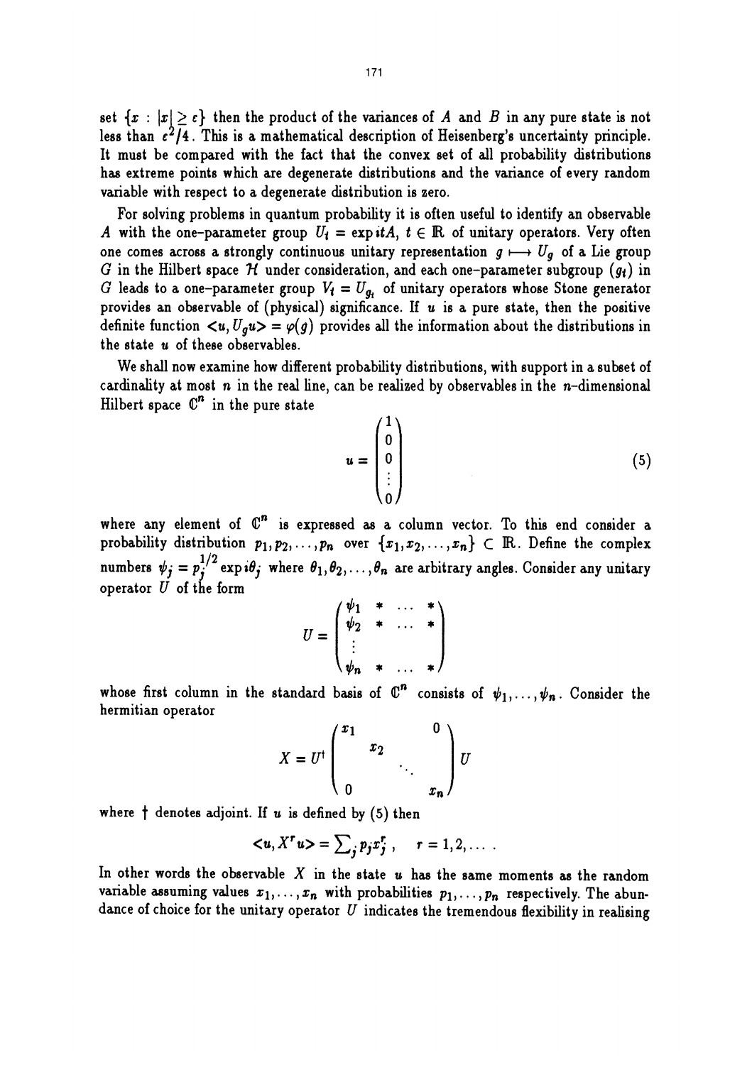set $\{x : |x| \geq \varepsilon\}$ then the product of the variances of $A$ and $B$ in any pure state is not less than $\varepsilon^2/4$. This is a mathematical description of Heisenberg's uncertainty principle. It must be compared with the fact that the convex set of all probability distributions has extreme points which are degenerate distributions and the variance of every random variable with respect to a degenerate distribution is zero.

For solving problems in quantum probability it is often useful to identify an observable $A$ with the one-parameter group $U_t = \exp itA$, $t \in \mathbb{R}$ of unitary operators. Very often one comes across a strongly continuous unitary representation $g \longmapsto U_g$ of a Lie group $G$ in the Hilbert space $\mathcal{H}$ under consideration, and each one-parameter subgroup $(g_t)$ in $G$ leads to a one-parameter group $V_t = U_{g_t}$ of unitary operators whose Stone generator provides an observable of (physical) significance. If $u$ is a pure state, then the positive definite function $<u, U_g u> = \varphi(g)$ provides all the information about the distributions in the state $u$ of these observables.

We shall now examine how different probability distributions, with support in a subset of cardinality at most $n$ in the real line, can be realized by observables in the $n$-dimensional Hilbert space $\mathbb{C}^n$ in the pure state

$$u = \begin{pmatrix} 1 \\ 0 \\ 0 \\ \vdots \\ 0 \end{pmatrix} \tag{5}$$

where any element of $\mathbb{C}^n$ is expressed as a column vector. To this end consider a probability distribution $p_1, p_2, \ldots, p_n$ over $\{x_1, x_2, \ldots, x_n\} \subset \mathbb{R}$. Define the complex numbers $\psi_j = p_j^{1/2} \exp i\theta_j$ where $\theta_1, \theta_2, \ldots, \theta_n$ are arbitrary angles. Consider any unitary operator $U$ of the form

$$U = \begin{pmatrix} \psi_1 & * & \ldots & * \\ \psi_2 & * & \ldots & * \\ \vdots & & & \\ \psi_n & * & \ldots & * \end{pmatrix}$$

whose first column in the standard basis of $\mathbb{C}^n$ consists of $\psi_1, \ldots, \psi_n$. Consider the hermitian operator

$$X = U^\dagger \begin{pmatrix} x_1 & & & 0 \\ & x_2 & & \\ & & \ddots & \\ 0 & & & x_n \end{pmatrix} U$$

where $\dagger$ denotes adjoint. If $u$ is defined by (5) then

$$<u, X^r u> = \sum_j p_j x_j^r, \quad r = 1, 2, \ldots .$$

In other words the observable $X$ in the state $u$ has the same moments as the random variable assuming values $x_1, \ldots, x_n$ with probabilities $p_1, \ldots, p_n$ respectively. The abundance of choice for the unitary operator $U$ indicates the tremendous flexibility in realising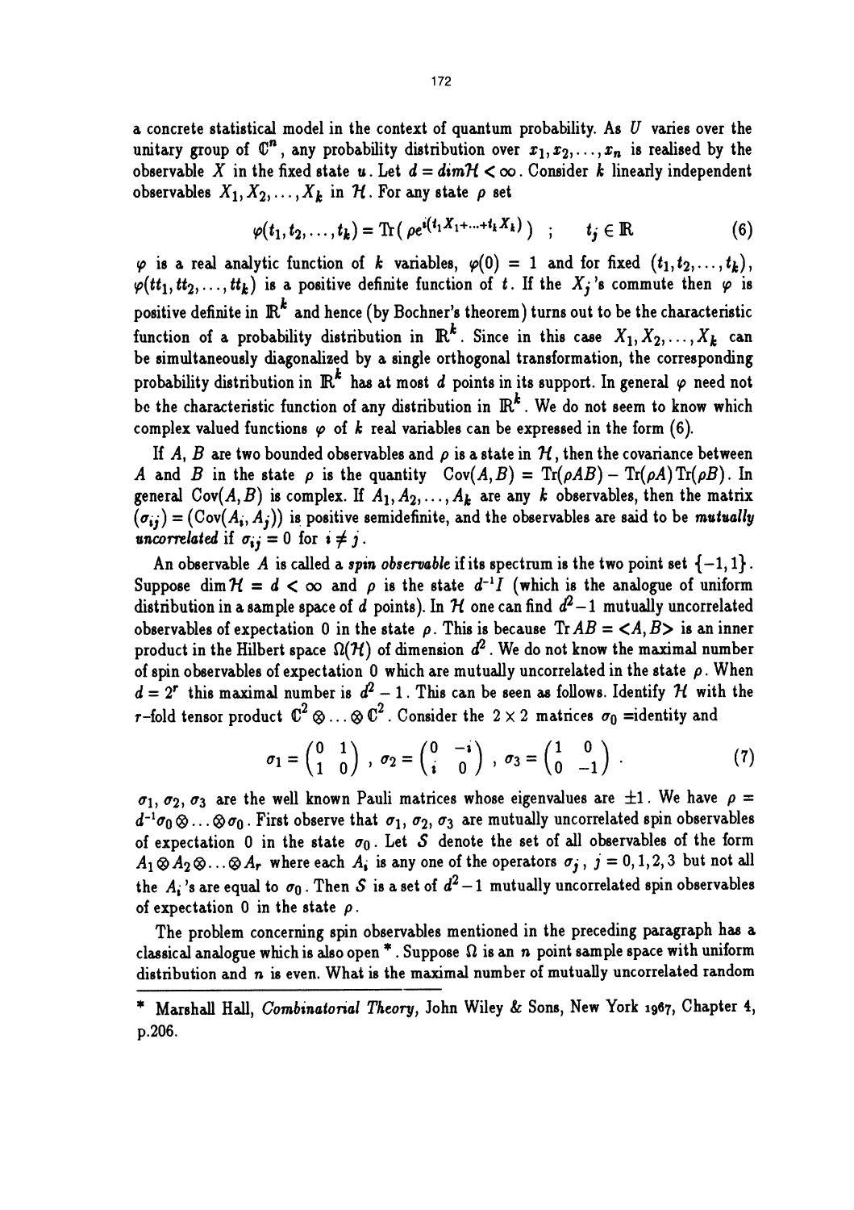a concrete statistical model in the context of quantum probability. As $U$ varies over the unitary group of $\mathbb{C}^n$, any probability distribution over $x_1, x_2, \ldots, x_n$ is realised by the observable $X$ in the fixed state $u$. Let $d = dim\mathcal{H} < \infty$. Consider $k$ linearly independent observables $X_1, X_2, \ldots, X_k$ in $\mathcal{H}$. For any state $\rho$ set

$$\varphi(t_1, t_2, \ldots, t_k) = \mathrm{Tr}\left(\rho e^{i(t_1 X_1 + \cdots + t_k X_k)}\right) \quad ; \qquad t_j \in \mathbb{R} \tag{6}$$

$\varphi$ is a real analytic function of $k$ variables, $\varphi(0) = 1$ and for fixed $(t_1, t_2, \ldots, t_k)$, $\varphi(tt_1, tt_2, \ldots, tt_k)$ is a positive definite function of $t$. If the $X_j$'s commute then $\varphi$ is positive definite in $\mathbb{R}^k$ and hence (by Bochner's theorem) turns out to be the characteristic function of a probability distribution in $\mathbb{R}^k$. Since in this case $X_1, X_2, \ldots, X_k$ can be simultaneously diagonalized by a single orthogonal transformation, the corresponding probability distribution in $\mathbb{R}^k$ has at most $d$ points in its support. In general $\varphi$ need not be the characteristic function of any distribution in $\mathbb{R}^k$. We do not seem to know which complex valued functions $\varphi$ of $k$ real variables can be expressed in the form (6).

If $A$, $B$ are two bounded observables and $\rho$ is a state in $\mathcal{H}$, then the covariance between $A$ and $B$ in the state $\rho$ is the quantity $\mathrm{Cov}(A, B) = \mathrm{Tr}(\rho AB) - \mathrm{Tr}(\rho A)\,\mathrm{Tr}(\rho B)$. In general $\mathrm{Cov}(A, B)$ is complex. If $A_1, A_2, \ldots, A_k$ are any $k$ observables, then the matrix $(\sigma_{ij}) = (\mathrm{Cov}(A_i, A_j))$ is positive semidefinite, and the observables are said to be ***mutually uncorrelated*** if $\sigma_{ij} = 0$ for $i \neq j$.

An observable $A$ is called a ***spin observable*** if its spectrum is the two point set $\{-1, 1\}$. Suppose $\dim \mathcal{H} = d < \infty$ and $\rho$ is the state $d^{-1}I$ (which is the analogue of uniform distribution in a sample space of $d$ points). In $\mathcal{H}$ one can find $d^2 - 1$ mutually uncorrelated observables of expectation 0 in the state $\rho$. This is because $\mathrm{Tr}\, AB = <A, B>$ is an inner product in the Hilbert space $\Omega(\mathcal{H})$ of dimension $d^2$. We do not know the maximal number of spin observables of expectation 0 which are mutually uncorrelated in the state $\rho$. When $d = 2^r$ this maximal number is $d^2 - 1$. This can be seen as follows. Identify $\mathcal{H}$ with the $r$-fold tensor product $\mathbb{C}^2 \otimes \ldots \otimes \mathbb{C}^2$. Consider the $2 \times 2$ matrices $\sigma_0$ =identity and

$$\sigma_1 = \begin{pmatrix} 0 & 1 \\ 1 & 0 \end{pmatrix}, \quad \sigma_2 = \begin{pmatrix} 0 & -i \\ i & 0 \end{pmatrix}, \quad \sigma_3 = \begin{pmatrix} 1 & 0 \\ 0 & -1 \end{pmatrix}. \tag{7}$$

$\sigma_1$, $\sigma_2$, $\sigma_3$ are the well known Pauli matrices whose eigenvalues are $\pm 1$. We have $\rho = d^{-1}\sigma_0 \otimes \ldots \otimes \sigma_0$. First observe that $\sigma_1$, $\sigma_2$, $\sigma_3$ are mutually uncorrelated spin observables of expectation 0 in the state $\sigma_0$. Let $\mathcal{S}$ denote the set of all observables of the form $A_1 \otimes A_2 \otimes \ldots \otimes A_r$ where each $A_i$ is any one of the operators $\sigma_j$, $j = 0, 1, 2, 3$ but not all the $A_i$'s are equal to $\sigma_0$. Then $\mathcal{S}$ is a set of $d^2 - 1$ mutually uncorrelated spin observables of expectation 0 in the state $\rho$.

The problem concerning spin observables mentioned in the preceding paragraph has a classical analogue which is also open *. Suppose $\Omega$ is an $n$ point sample space with uniform distribution and $n$ is even. What is the maximal number of mutually uncorrelated random

---

* Marshall Hall, *Combinatorial Theory*, John Wiley & Sons, New York 1967, Chapter 4, p.206.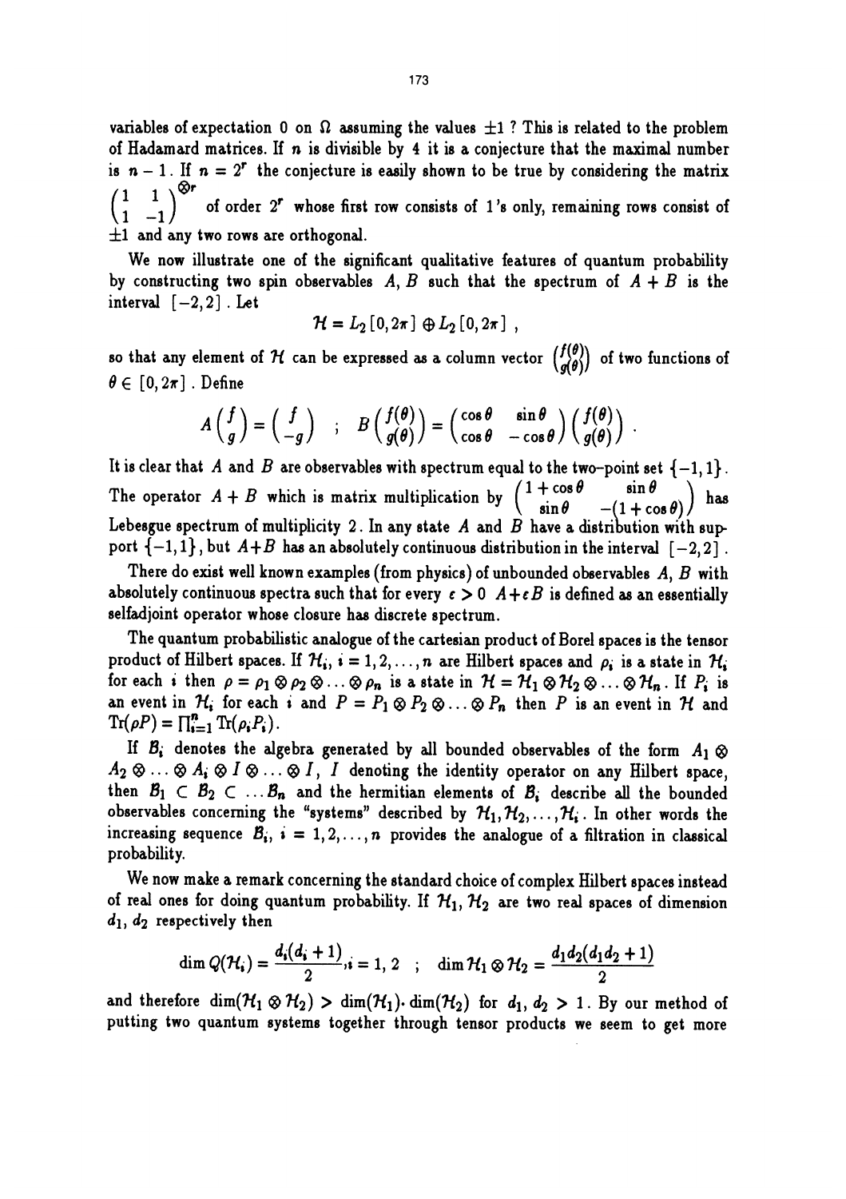variables of expectation 0 on $\Omega$ assuming the values $\pm 1$ ? This is related to the problem of Hadamard matrices. If $n$ is divisible by 4 it is a conjecture that the maximal number is $n-1$. If $n = 2^r$ the conjecture is easily shown to be true by considering the matrix $\begin{pmatrix} 1 & 1 \\ 1 & -1 \end{pmatrix}^{\otimes r}$ of order $2^r$ whose first row consists of 1's only, remaining rows consist of $\pm 1$ and any two rows are orthogonal.

We now illustrate one of the significant qualitative features of quantum probability by constructing two spin observables $A, B$ such that the spectrum of $A + B$ is the interval $[-2, 2]$. Let

$$\mathcal{H} = L_2[0, 2\pi] \oplus L_2[0, 2\pi] \ ,$$

so that any element of $\mathcal{H}$ can be expressed as a column vector $\begin{pmatrix} f(\theta) \\ g(\theta) \end{pmatrix}$ of two functions of $\theta \in [0, 2\pi]$. Define

$$A\begin{pmatrix} f \\ g \end{pmatrix} = \begin{pmatrix} f \\ -g \end{pmatrix} \quad ; \quad B\begin{pmatrix} f(\theta) \\ g(\theta) \end{pmatrix} = \begin{pmatrix} \cos\theta & \sin\theta \\ \cos\theta & -\cos\theta \end{pmatrix}\begin{pmatrix} f(\theta) \\ g(\theta) \end{pmatrix} .$$

It is clear that $A$ and $B$ are observables with spectrum equal to the two-point set $\{-1, 1\}$. The operator $A + B$ which is matrix multiplication by $\begin{pmatrix} 1+\cos\theta & \sin\theta \\ \sin\theta & -(1+\cos\theta) \end{pmatrix}$ has Lebesgue spectrum of multiplicity 2. In any state $A$ and $B$ have a distribution with support $\{-1, 1\}$, but $A+B$ has an absolutely continuous distribution in the interval $[-2, 2]$.

There do exist well known examples (from physics) of unbounded observables $A$, $B$ with absolutely continuous spectra such that for every $\varepsilon > 0$ $A + \varepsilon B$ is defined as an essentially selfadjoint operator whose closure has discrete spectrum.

The quantum probabilistic analogue of the cartesian product of Borel spaces is the tensor product of Hilbert spaces. If $\mathcal{H}_i$, $i = 1, 2, \ldots, n$ are Hilbert spaces and $\rho_i$ is a state in $\mathcal{H}_i$ for each $i$ then $\rho = \rho_1 \otimes \rho_2 \otimes \ldots \otimes \rho_n$ is a state in $\mathcal{H} = \mathcal{H}_1 \otimes \mathcal{H}_2 \otimes \ldots \otimes \mathcal{H}_n$. If $P_i$ is an event in $\mathcal{H}_i$ for each $i$ and $P = P_1 \otimes P_2 \otimes \ldots \otimes P_n$ then $P$ is an event in $\mathcal{H}$ and $\mathrm{Tr}(\rho P) = \prod_{i=1}^n \mathrm{Tr}(\rho_i P_i)$.

If $\mathcal{B}_i$ denotes the algebra generated by all bounded observables of the form $A_1 \otimes A_2 \otimes \ldots \otimes A_i \otimes I \otimes \ldots \otimes I$, $I$ denoting the identity operator on any Hilbert space, then $\mathcal{B}_1 \subset \mathcal{B}_2 \subset \ldots \mathcal{B}_n$ and the hermitian elements of $\mathcal{B}_i$ describe all the bounded observables concerning the "systems" described by $\mathcal{H}_1, \mathcal{H}_2, \ldots, \mathcal{H}_i$. In other words the increasing sequence $\mathcal{B}_i$, $i = 1, 2, \ldots, n$ provides the analogue of a filtration in classical probability.

We now make a remark concerning the standard choice of complex Hilbert spaces instead of real ones for doing quantum probability. If $\mathcal{H}_1$, $\mathcal{H}_2$ are two real spaces of dimension $d_1$, $d_2$ respectively then

$$\dim Q(\mathcal{H}_i) = \frac{d_i(d_i + 1)}{2}, i = 1, 2 \quad ; \quad \dim \mathcal{H}_1 \otimes \mathcal{H}_2 = \frac{d_1 d_2 (d_1 d_2 + 1)}{2}$$

and therefore $\dim(\mathcal{H}_1 \otimes \mathcal{H}_2) > \dim(\mathcal{H}_1) \cdot \dim(\mathcal{H}_2)$ for $d_1, d_2 > 1$. By our method of putting two quantum systems together through tensor products we seem to get more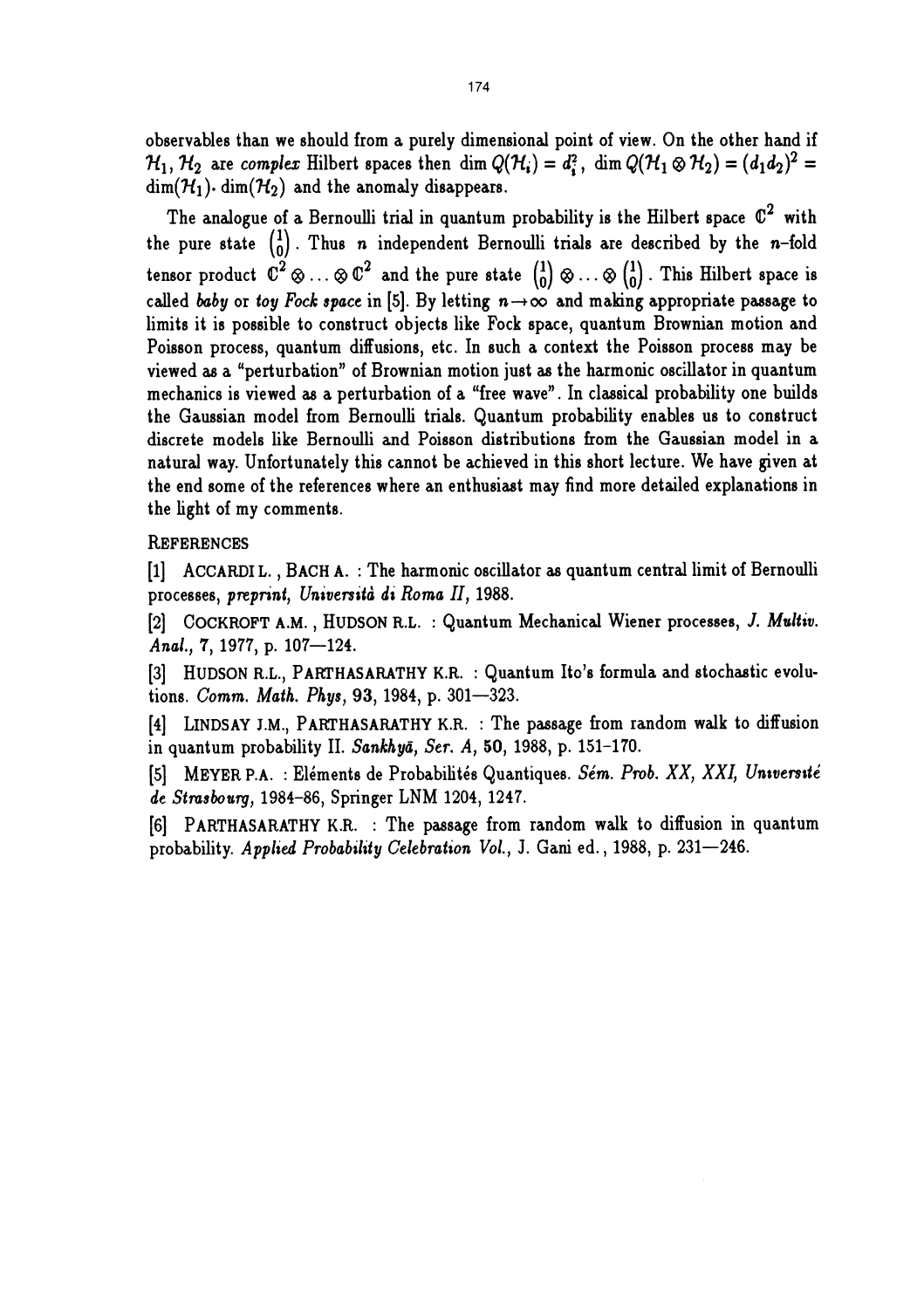observables than we should from a purely dimensional point of view. On the other hand if $\mathcal{H}_1, \mathcal{H}_2$ are *complex* Hilbert spaces then $\dim Q(\mathcal{H}_i) = d_i^2$, $\dim Q(\mathcal{H}_1 \otimes \mathcal{H}_2) = (d_1 d_2)^2 = \dim(\mathcal{H}_1) \cdot \dim(\mathcal{H}_2)$ and the anomaly disappears.

The analogue of a Bernoulli trial in quantum probability is the Hilbert space $\mathbb{C}^2$ with the pure state $\binom{1}{0}$. Thus $n$ independent Bernoulli trials are described by the $n$-fold tensor product $\mathbb{C}^2 \otimes \ldots \otimes \mathbb{C}^2$ and the pure state $\binom{1}{0} \otimes \ldots \otimes \binom{1}{0}$. This Hilbert space is called *baby* or *toy Fock space* in [5]. By letting $n \to \infty$ and making appropriate passage to limits it is possible to construct objects like Fock space, quantum Brownian motion and Poisson process, quantum diffusions, etc. In such a context the Poisson process may be viewed as a "perturbation" of Brownian motion just as the harmonic oscillator in quantum mechanics is viewed as a perturbation of a "free wave". In classical probability one builds the Gaussian model from Bernoulli trials. Quantum probability enables us to construct discrete models like Bernoulli and Poisson distributions from the Gaussian model in a natural way. Unfortunately this cannot be achieved in this short lecture. We have given at the end some of the references where an enthusiast may find more detailed explanations in the light of my comments.

## REFERENCES

[1] ACCARDI L., BACH A. : The harmonic oscillator as quantum central limit of Bernoulli processes, *preprint, Università di Roma II*, 1988.

[2] COCKROFT A.M., HUDSON R.L. : Quantum Mechanical Wiener processes, *J. Multiv. Anal.*, **7**, 1977, p. 107—124.

[3] HUDSON R.L., PARTHASARATHY K.R. : Quantum Ito's formula and stochastic evolutions. *Comm. Math. Phys*, **93**, 1984, p. 301—323.

[4] LINDSAY J.M., PARTHASARATHY K.R. : The passage from random walk to diffusion in quantum probability II. *Sankhyā, Ser. A*, **50**, 1988, p. 151-170.

[5] MEYER P.A. : Eléments de Probabilités Quantiques. *Sém. Prob. XX, XXI, Université de Strasbourg*, 1984-86, Springer LNM 1204, 1247.

[6] PARTHASARATHY K.R. : The passage from random walk to diffusion in quantum probability. *Applied Probability Celebration Vol.*, J. Gani ed., 1988, p. 231—246.